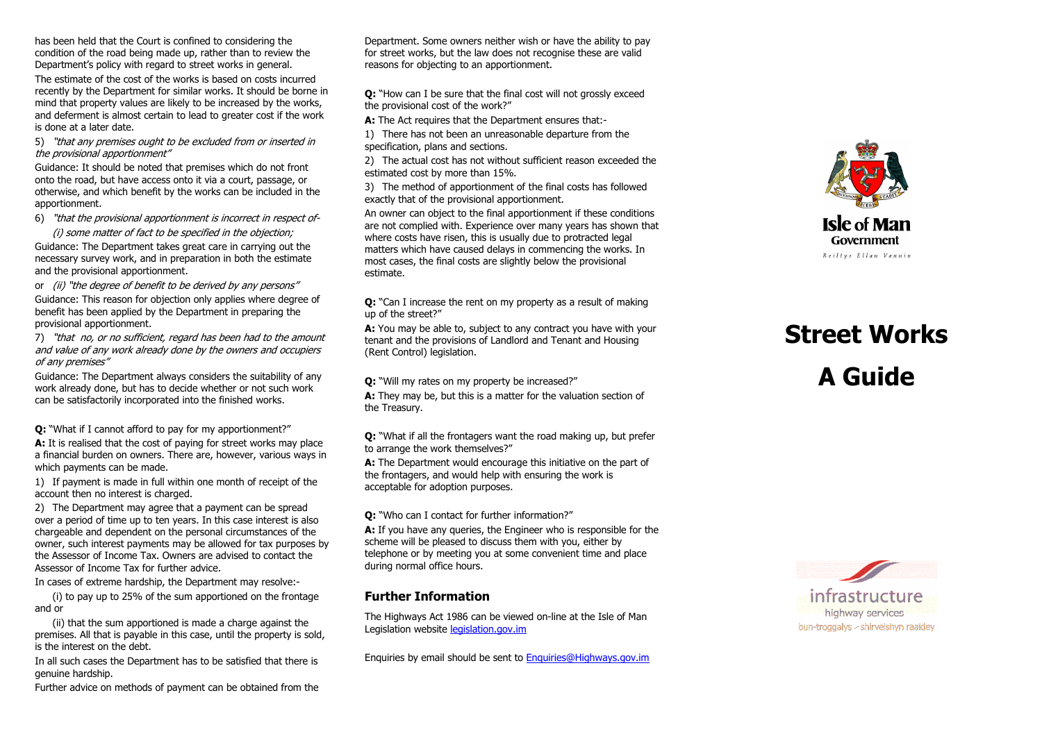has been held that the Court is confined to considering the condition of the road being made up, rather than to review the Department's policy with regard to street works in general.

The estimate of the cost of the works is based on costs incurred recently by the Department for similar works. It should be borne in mind that property values are likely to be increased by the works, and deferment is almost certain to lead to greater cost if the work is done at a later date.

5) *"that any premises ought to be excluded from or inserted in the provisional apportionment"*

Guidance: It should be noted that premises which do not front onto the road, but have access onto it via a court, passage, or otherwise, and which benefit by the works can be included in the apportionment.

6) *"that the provisional apportionment is incorrect in respect of-*

*(i) some matter of fact to be specified in the objection;*

Guidance: The Department takes great care in carrying out the necessary survey work, and in preparation in both the estimate and the provisional apportionment.

or *(ii) "the degree of benefit to be derived by any persons"*

Guidance: This reason for objection only applies where degree of benefit has been applied by the Department in preparing the provisional apportionment.

7) *"that no, or no sufficient, regard has been had to the amount and value of any work already done by the owners and occupiers of any premises"*

Guidance: The Department always considers the suitability of any work already done, but has to decide whether or not such work can be satisfactorily incorporated into the finished works.

**Q:** "What if I cannot afford to pay for my apportionment?"

**A:** It is realised that the cost of paying for street works may place a financial burden on owners. There are, however, various ways in which payments can be made.

1) If payment is made in full within one month of receipt of the account then no interest is charged.

2) The Department may agree that a payment can be spread over a period of time up to ten years. In this case interest is also chargeable and dependent on the personal circumstances of the owner, such interest payments may be allowed for tax purposes by the Assessor of Income Tax. Owners are advised to contact the Assessor of Income Tax for further advice.

In cases of extreme hardship, the Department may resolve:-

(i) to pay up to 25% of the sum apportioned on the frontage and or

(ii) that the sum apportioned is made a charge against the premises. All that is payable in this case, until the property is sold, is the interest on the debt.

In all such cases the Department has to be satisfied that there is genuine hardship.

Further advice on methods of payment can be obtained from the Department. Some owners neither wish or have the ability to pay for street works, but the law does not recognise these are valid reasons for objecting to an apportionment.

**Q:** "How can I be sure that the final cost will not grossly exceed the provisional cost of the work?"

**A:** The Act requires that the Department ensures that:-

1) There has not been an unreasonable departure from the specification, plans and sections.

2) The actual cost has not without sufficient reason exceeded the estimated cost by more than 15%.

3) The method of apportionment of the final costs has followed exactly that of the provisional apportionment.

An owner can object to the final apportionment if these conditions are not complied with. Experience over many years has shown that where costs have risen, this is usually due to protracted legal matters which have caused delays in commencing the works. In most cases, the final costs are slightly below the provisional estimate.

**Q:** "Can I increase the rent on my property as a result of making up of the street?"

**A:** You may be able to, subject to any contract you have with your tenant and the provisions of Landlord and Tenant and Housing (Rent Control) legislation.

**Q:** "Will my rates on my property be increased?"

**A:** They may be, but this is a matter for the valuation section of the Treasury.

**Q:** "What if all the frontagers want the road making up, but prefer to arrange the work themselves?"

**A:** The Department would encourage this initiative on the part of the frontagers, and would help with ensuring the work is acceptable for adoption purposes.

**Q:** "Who can I contact for further information?"

**A:** If you have any queries, the Engineer who is responsible for the scheme will be pleased to discuss them with you, either by telephone or by meeting you at some convenient time and place during normal office hours.

## Further Information

The Highways Act 1986 can be viewed on-line at the Isle of Man Legislation website legislation.gov.im

Enquiries by email should be sent to Enquiries@Highways.gov.im

Isle of Man Government

Reiltys Ellan Vannin

# Street Works

# A Guide

infrastructure

highway services

bun-troggalys - shirveishyn raaidey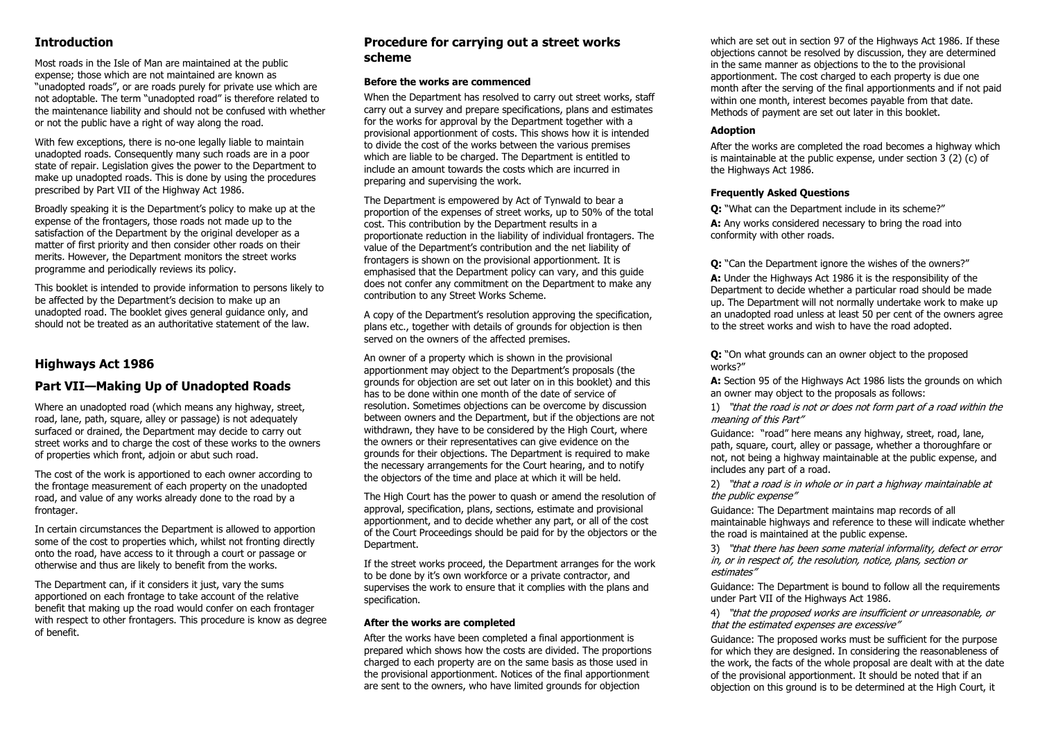## Introduction

Most roads in the Isle of Man are maintained at the public expense; those which are not maintained are known as "unadopted roads", or are roads purely for private use which are not adoptable. The term "unadopted road" is therefore related to the maintenance liability and should not be confused with whether or not the public have a right of way along the road.

With few exceptions, there is no-one legally liable to maintain unadopted roads. Consequently many such roads are in a poor state of repair. Legislation gives the power to the Department to make up unadopted roads. This is done by using the procedures prescribed by Part VII of the Highway Act 1986.

Broadly speaking it is the Department's policy to make up at the expense of the frontagers, those roads not made up to the satisfaction of the Department by the original developer as a matter of first priority and then consider other roads on their merits. However, the Department monitors the street works programme and periodically reviews its policy.

This booklet is intended to provide information to persons likely to be affected by the Department's decision to make up an unadopted road. The booklet gives general guidance only, and should not be treated as an authoritative statement of the law.

## Highways Act 1986

## Part VII—Making Up of Unadopted Roads

Where an unadopted road (which means any highway, street, road, lane, path, square, alley or passage) is not adequately surfaced or drained, the Department may decide to carry out street works and to charge the cost of these works to the owners of properties which front, adjoin or abut such road.

The cost of the work is apportioned to each owner according to the frontage measurement of each property on the unadopted road, and value of any works already done to the road by a frontager.

In certain circumstances the Department is allowed to apportion some of the cost to properties which, whilst not fronting directly onto the road, have access to it through a court or passage or otherwise and thus are likely to benefit from the works.

The Department can, if it considers it just, vary the sums apportioned on each frontage to take account of the relative benefit that making up the road would confer on each frontager with respect to other frontagers. This procedure is know as degree of benefit.

## Procedure for carrying out a street works scheme

### Before the works are commenced

When the Department has resolved to carry out street works, staff carry out a survey and prepare specifications, plans and estimates for the works for approval by the Department together with a provisional apportionment of costs. This shows how it is intended to divide the cost of the works between the various premises which are liable to be charged. The Department is entitled to include an amount towards the costs which are incurred in preparing and supervising the work.

The Department is empowered by Act of Tynwald to bear a proportion of the expenses of street works, up to 50% of the total cost. This contribution by the Department results in a proportionate reduction in the liability of individual frontagers. The value of the Department's contribution and the net liability of frontagers is shown on the provisional apportionment. It is emphasised that the Department policy can vary, and this guide does not confer any commitment on the Department to make any contribution to any Street Works Scheme.

A copy of the Department's resolution approving the specification, plans etc., together with details of grounds for objection is then served on the owners of the affected premises.

An owner of a property which is shown in the provisional apportionment may object to the Department's proposals (the grounds for objection are set out later on in this booklet) and this has to be done within one month of the date of service of resolution. Sometimes objections can be overcome by discussion between owners and the Department, but if the objections are not withdrawn, they have to be considered by the High Court, where the owners or their representatives can give evidence on the grounds for their objections. The Department is required to make the necessary arrangements for the Court hearing, and to notify the objectors of the time and place at which it will be held.

The High Court has the power to quash or amend the resolution of approval, specification, plans, sections, estimate and provisional apportionment, and to decide whether any part, or all of the cost of the Court Proceedings should be paid for by the objectors or the Department.

If the street works proceed, the Department arranges for the work to be done by it's own workforce or a private contractor, and supervises the work to ensure that it complies with the plans and specification.

### After the works are completed

After the works have been completed a final apportionment is prepared which shows how the costs are divided. The proportions charged to each property are on the same basis as those used in the provisional apportionment. Notices of the final apportionment are sent to the owners, who have limited grounds for objection which are set out in section 97 of the Highways Act 1986. If these objections cannot be resolved by discussion, they are determined in the same manner as objections to the to the provisional apportionment. The cost charged to each property is due one month after the serving of the final apportionments and if not paid within one month, interest becomes payable from that date. Methods of payment are set out later in this booklet.

### Adoption

After the works are completed the road becomes a highway which is maintainable at the public expense, under section 3 (2) (c) of the Highways Act 1986.

### Frequently Asked Questions

**Q:** "What can the Department include in its scheme?"

**A:** Any works considered necessary to bring the road into conformity with other roads.

**Q:** "Can the Department ignore the wishes of the owners?"

**A:** Under the Highways Act 1986 it is the responsibility of the Department to decide whether a particular road should be made up. The Department will not normally undertake work to make up an unadopted road unless at least 50 per cent of the owners agree to the street works and wish to have the road adopted.

**Q:** "On what grounds can an owner object to the proposed works?"

**A:** Section 95 of the Highways Act 1986 lists the grounds on which an owner may object to the proposals as follows:

1) *"that the road is not or does not form part of a road within the meaning of this Part"*

Guidance: "road" here means any highway, street, road, lane, path, square, court, alley or passage, whether a thoroughfare or not, not being a highway maintainable at the public expense, and includes any part of a road.

2) *"that a road is in whole or in part a highway maintainable at the public expense"*

Guidance: The Department maintains map records of all maintainable highways and reference to these will indicate whether the road is maintained at the public expense.

3) *"that there has been some material informality, defect or error in, or in respect of, the resolution, notice, plans, section or estimates"*

Guidance: The Department is bound to follow all the requirements under Part VII of the Highways Act 1986.

4) *"that the proposed works are insufficient or unreasonable, or that the estimated expenses are excessive"*

Guidance: The proposed works must be sufficient for the purpose for which they are designed. In considering the reasonableness of the work, the facts of the whole proposal are dealt with at the date of the provisional apportionment. It should be noted that if an objection on this ground is to be determined at the High Court, it